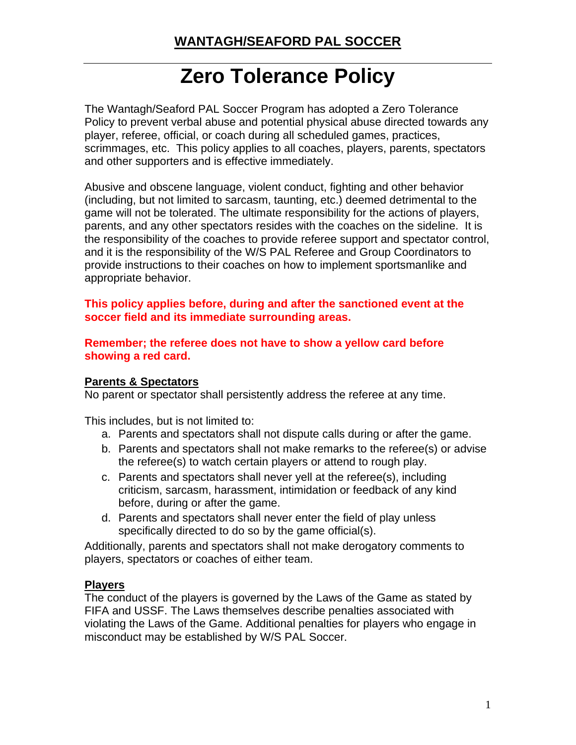## WANTAGH/SEAFORD PAL SOCCER

# Zero Tolerance Policy

The Wantagh/Seaford PAL Soccer Program has adopted a Zero Tolerance Policy to prevent verbal abuse and potential physical abuse directed towards any player, referee, official, or coach during all scheduled games, practices, scrimmages, etc. This policy applies to all coaches, players, parents, spectators and other supporters and is effective immediately.

Abusive and obscene language, violent conduct, fighting and other behavior (including, but not limited to sarcasm, taunting, etc.) deemed detrimental to the game will not be tolerated. The ultimate responsibility for the actions of players, parents, and any other spectators resides with the coaches on the sideline. It is the responsibility of the coaches to provide referee support and spectator control, and it is the responsibility of the W/S PAL Referee and Group Coordinators to provide instructions to their coaches on how to implement sportsmanlike and appropriate behavior.

**This policy applies before, during and after the sanctioned event at the soccer field and its immediate surrounding areas.**

**Remember; the referee does not have to show a yellow card before showing a red card.**

### Parents & Spectators

No parent or spectator shall persistently address the referee at any time.

This includes, but is not limited to:

a. Parents and spectators shall not dispute calls during or after the game.
b. Parents and spectators shall not make remarks to the referee(s) or advise the referee(s) to watch certain players or attend to rough play.
c. Parents and spectators shall never yell at the referee(s), including criticism, sarcasm, harassment, intimidation or feedback of any kind before, during or after the game.
d. Parents and spectators shall never enter the field of play unless specifically directed to do so by the game official(s).

Additionally, parents and spectators shall not make derogatory comments to players, spectators or coaches of either team.

### Players

The conduct of the players is governed by the Laws of the Game as stated by FIFA and USSF. The Laws themselves describe penalties associated with violating the Laws of the Game. Additional penalties for players who engage in misconduct may be established by W/S PAL Soccer.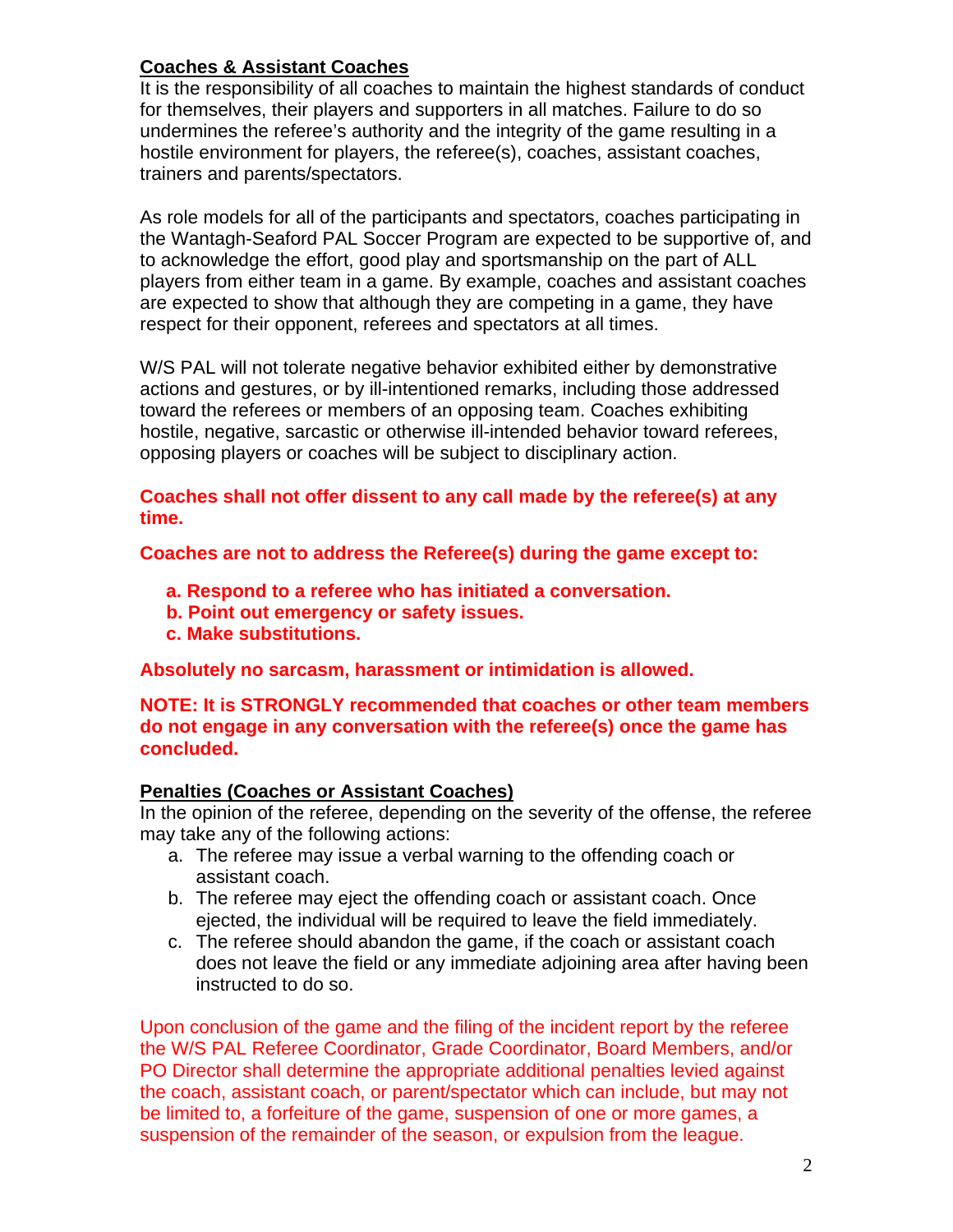## Coaches & Assistant Coaches

It is the responsibility of all coaches to maintain the highest standards of conduct for themselves, their players and supporters in all matches. Failure to do so undermines the referee's authority and the integrity of the game resulting in a hostile environment for players, the referee(s), coaches, assistant coaches, trainers and parents/spectators.

As role models for all of the participants and spectators, coaches participating in the Wantagh-Seaford PAL Soccer Program are expected to be supportive of, and to acknowledge the effort, good play and sportsmanship on the part of ALL players from either team in a game. By example, coaches and assistant coaches are expected to show that although they are competing in a game, they have respect for their opponent, referees and spectators at all times.

W/S PAL will not tolerate negative behavior exhibited either by demonstrative actions and gestures, or by ill-intentioned remarks, including those addressed toward the referees or members of an opposing team. Coaches exhibiting hostile, negative, sarcastic or otherwise ill-intended behavior toward referees, opposing players or coaches will be subject to disciplinary action.

**Coaches shall not offer dissent to any call made by the referee(s) at any time.**

**Coaches are not to address the Referee(s) during the game except to:**

- **a. Respond to a referee who has initiated a conversation.**
- **b. Point out emergency or safety issues.**
- **c. Make substitutions.**

**Absolutely no sarcasm, harassment or intimidation is allowed.**

**NOTE: It is STRONGLY recommended that coaches or other team members do not engage in any conversation with the referee(s) once the game has concluded.**

## Penalties (Coaches or Assistant Coaches)

In the opinion of the referee, depending on the severity of the offense, the referee may take any of the following actions:

a. The referee may issue a verbal warning to the offending coach or assistant coach.
b. The referee may eject the offending coach or assistant coach. Once ejected, the individual will be required to leave the field immediately.
c. The referee should abandon the game, if the coach or assistant coach does not leave the field or any immediate adjoining area after having been instructed to do so.

Upon conclusion of the game and the filing of the incident report by the referee the W/S PAL Referee Coordinator, Grade Coordinator, Board Members, and/or PO Director shall determine the appropriate additional penalties levied against the coach, assistant coach, or parent/spectator which can include, but may not be limited to, a forfeiture of the game, suspension of one or more games, a suspension of the remainder of the season, or expulsion from the league.